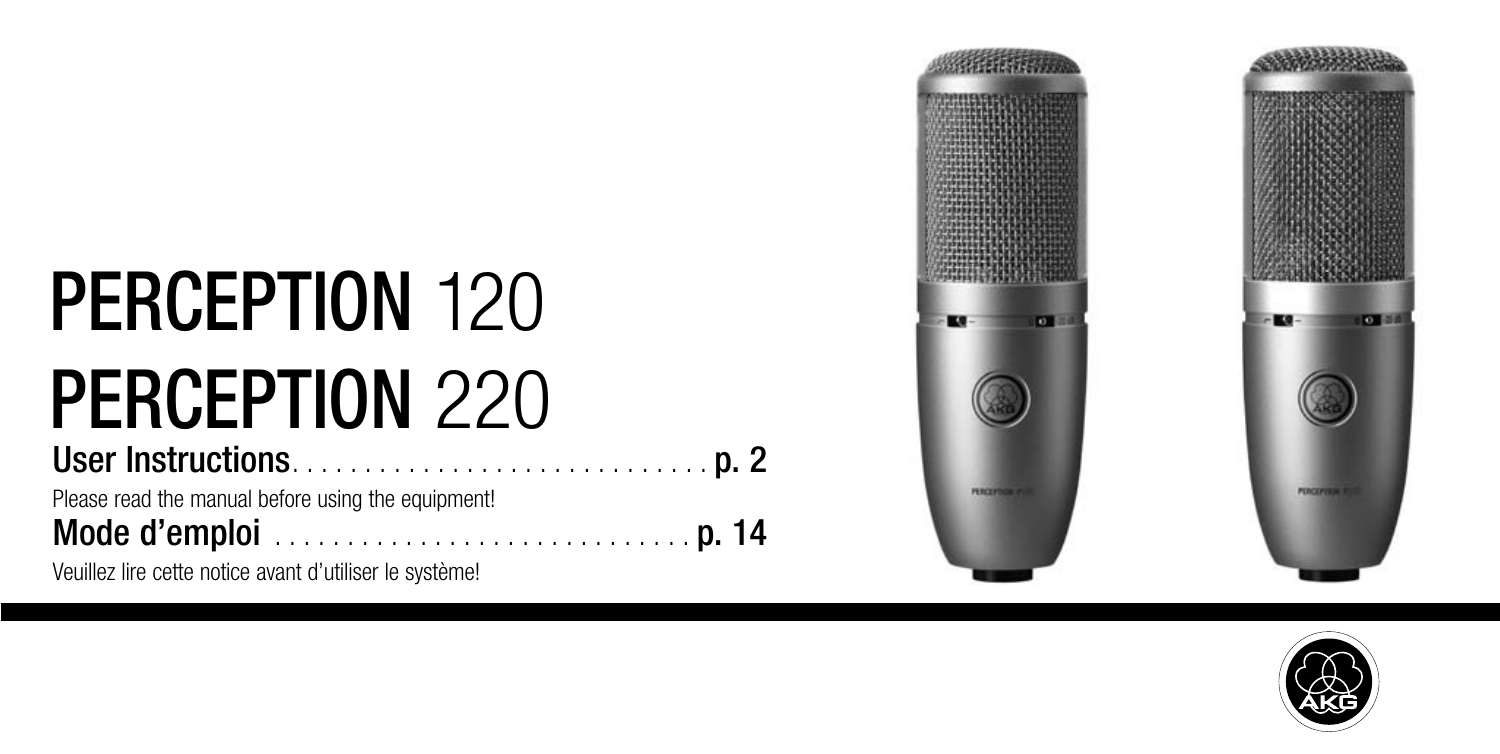# PERCEPTION 120
# PERCEPTION 220

**User Instructions** . . . . . . . . . . . . . . . . . . . . . . . . . . . . . **p. 2**

Please read the manual before using the equipment!

**Mode d'emploi** . . . . . . . . . . . . . . . . . . . . . . . . . . . . . **p. 14**

Veuillez lire cette notice avant d'utiliser le système!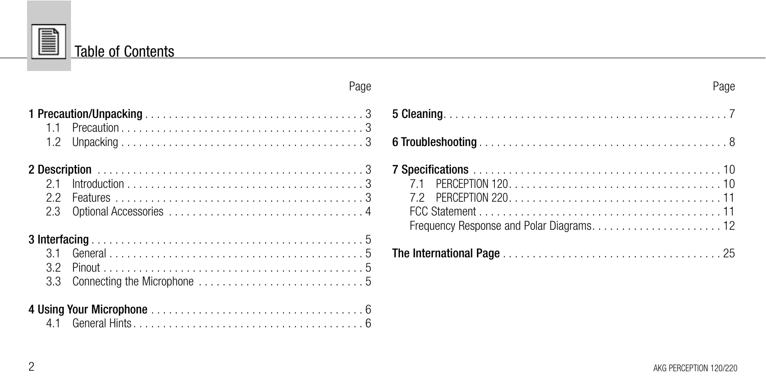# Table of Contents

| | Page |
|---|---|
| **1 Precaution/Unpacking** | 3 |
| 1.1 Precaution | 3 |
| 1.2 Unpacking | 3 |
| **2 Description** | 3 |
| 2.1 Introduction | 3 |
| 2.2 Features | 3 |
| 2.3 Optional Accessories | 4 |
| **3 Interfacing** | 5 |
| 3.1 General | 5 |
| 3.2 Pinout | 5 |
| 3.3 Connecting the Microphone | 5 |
| **4 Using Your Microphone** | 6 |
| 4.1 General Hints | 6 |
| **5 Cleaning** | 7 |
| **6 Troubleshooting** | 8 |
| **7 Specifications** | 10 |
| 7.1 PERCEPTION 120 | 10 |
| 7.2 PERCEPTION 220 | 11 |
| FCC Statement | 11 |
| Frequency Response and Polar Diagrams | 12 |
| **The International Page** | 25 |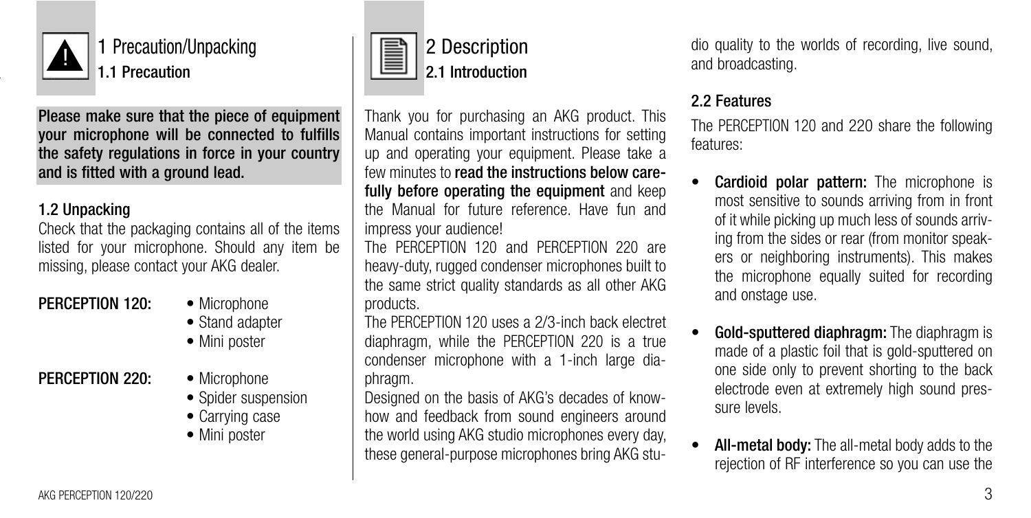# 1 Precaution/Unpacking

## 1.1 Precaution

**Please make sure that the piece of equipment your microphone will be connected to fulfills the safety regulations in force in your country and is fitted with a ground lead.**

## 1.2 Unpacking

Check that the packaging contains all of the items listed for your microphone. Should any item be missing, please contact your AKG dealer.

**PERCEPTION 120:**
- Microphone
- Stand adapter
- Mini poster

**PERCEPTION 220:**
- Microphone
- Spider suspension
- Carrying case
- Mini poster

# 2 Description

## 2.1 Introduction

Thank you for purchasing an AKG product. This Manual contains important instructions for setting up and operating your equipment. Please take a few minutes to **read the instructions below carefully before operating the equipment** and keep the Manual for future reference. Have fun and impress your audience!

The PERCEPTION 120 and PERCEPTION 220 are heavy-duty, rugged condenser microphones built to the same strict quality standards as all other AKG products.

The PERCEPTION 120 uses a 2/3-inch back electret diaphragm, while the PERCEPTION 220 is a true condenser microphone with a 1-inch large diaphragm.

Designed on the basis of AKG's decades of know-how and feedback from sound engineers around the world using AKG studio microphones every day, these general-purpose microphones bring AKG studio quality to the worlds of recording, live sound, and broadcasting.

## 2.2 Features

The PERCEPTION 120 and 220 share the following features:

- **Cardioid polar pattern:** The microphone is most sensitive to sounds arriving from in front of it while picking up much less of sounds arriving from the sides or rear (from monitor speakers or neighboring instruments). This makes the microphone equally suited for recording and onstage use.
- **Gold-sputtered diaphragm:** The diaphragm is made of a plastic foil that is gold-sputtered on one side only to prevent shorting to the back electrode even at extremely high sound pressure levels.
- **All-metal body:** The all-metal body adds to the rejection of RF interference so you can use the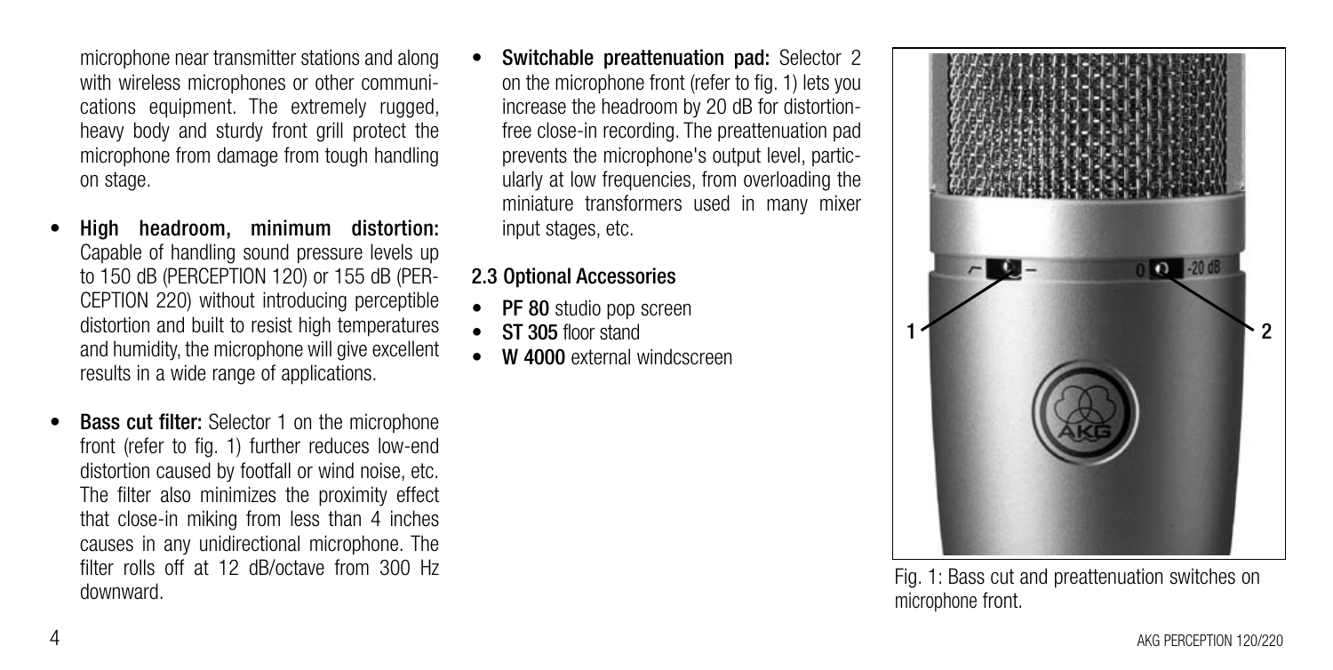microphone near transmitter stations and along with wireless microphones or other communications equipment. The extremely rugged, heavy body and sturdy front grill protect the microphone from damage from tough handling on stage.

- **High headroom, minimum distortion:** Capable of handling sound pressure levels up to 150 dB (PERCEPTION 120) or 155 dB (PERCEPTION 220) without introducing perceptible distortion and built to resist high temperatures and humidity, the microphone will give excellent results in a wide range of applications.

- **Bass cut filter:** Selector 1 on the microphone front (refer to fig. 1) further reduces low-end distortion caused by footfall or wind noise, etc. The filter also minimizes the proximity effect that close-in miking from less than 4 inches causes in any unidirectional microphone. The filter rolls off at 12 dB/octave from 300 Hz downward.

- **Switchable preattenuation pad:** Selector 2 on the microphone front (refer to fig. 1) lets you increase the headroom by 20 dB for distortion-free close-in recording. The preattenuation pad prevents the microphone's output level, particularly at low frequencies, from overloading the miniature transformers used in many mixer input stages, etc.

### 2.3 Optional Accessories

- **PF 80** studio pop screen
- **ST 305** floor stand
- **W 4000** external windcscreen

Fig. 1: Bass cut and preattenuation switches on microphone front.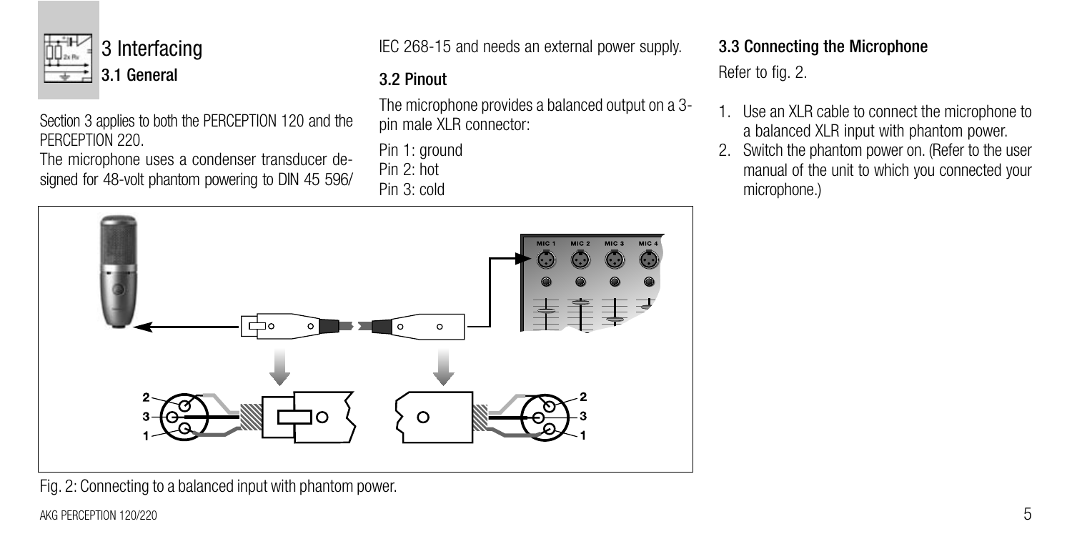# 3 Interfacing

## 3.1 General

Section 3 applies to both the PERCEPTION 120 and the PERCEPTION 220.

The microphone uses a condenser transducer designed for 48-volt phantom powering to DIN 45 596/IEC 268-15 and needs an external power supply.

## 3.2 Pinout

The microphone provides a balanced output on a 3-pin male XLR connector:

Pin 1: ground
Pin 2: hot
Pin 3: cold

Fig. 2: Connecting to a balanced input with phantom power.

## 3.3 Connecting the Microphone

Refer to fig. 2.

1. Use an XLR cable to connect the microphone to a balanced XLR input with phantom power.
2. Switch the phantom power on. (Refer to the user manual of the unit to which you connected your microphone.)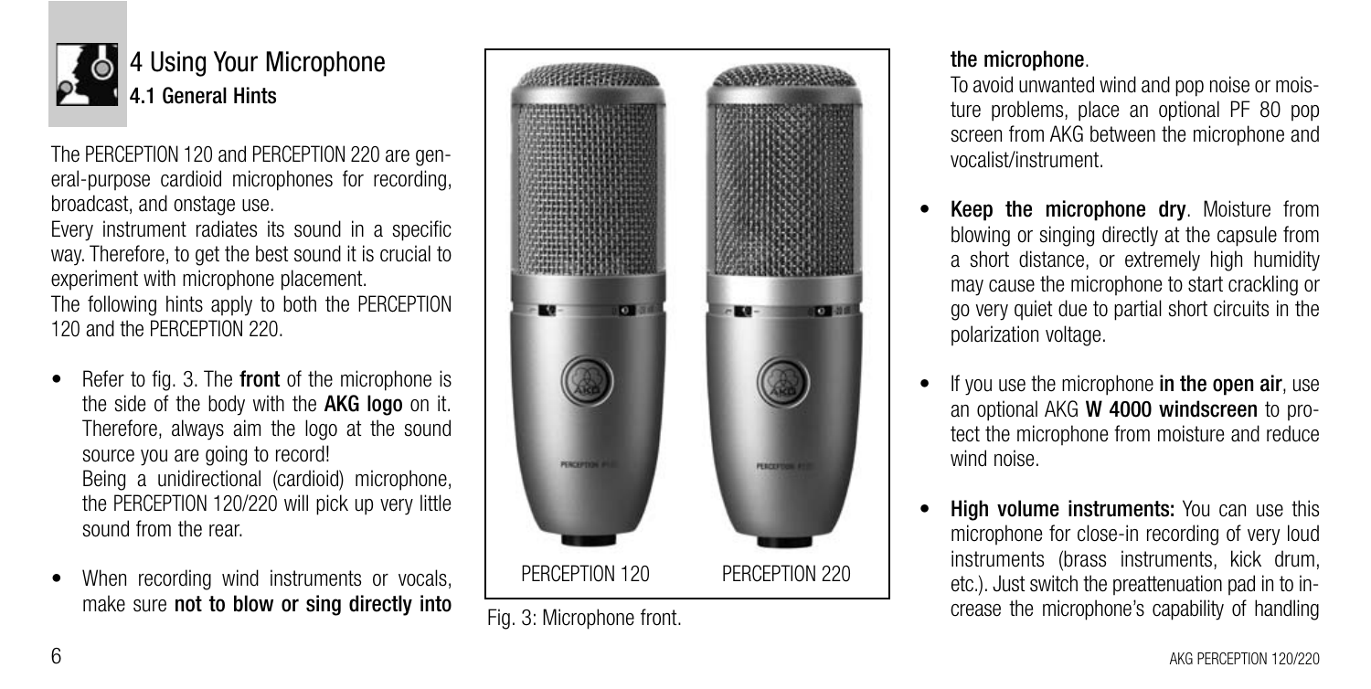# 4 Using Your Microphone

## 4.1 General Hints

The PERCEPTION 120 and PERCEPTION 220 are general-purpose cardioid microphones for recording, broadcast, and onstage use.

Every instrument radiates its sound in a specific way. Therefore, to get the best sound it is crucial to experiment with microphone placement.

The following hints apply to both the PERCEPTION 120 and the PERCEPTION 220.

- Refer to fig. 3. The **front** of the microphone is the side of the body with the **AKG logo** on it. Therefore, always aim the logo at the sound source you are going to record!
  Being a unidirectional (cardioid) microphone, the PERCEPTION 120/220 will pick up very little sound from the rear.
- When recording wind instruments or vocals, make sure **not to blow or sing directly into the microphone**.
  To avoid unwanted wind and pop noise or moisture problems, place an optional PF 80 pop screen from AKG between the microphone and vocalist/instrument.
- **Keep the microphone dry**. Moisture from blowing or singing directly at the capsule from a short distance, or extremely high humidity may cause the microphone to start crackling or go very quiet due to partial short circuits in the polarization voltage.
- If you use the microphone **in the open air**, use an optional AKG **W 4000 windscreen** to protect the microphone from moisture and reduce wind noise.
- **High volume instruments:** You can use this microphone for close-in recording of very loud instruments (brass instruments, kick drum, etc.). Just switch the preattenuation pad in to increase the microphone's capability of handling

PERCEPTION 120 PERCEPTION 220

Fig. 3: Microphone front.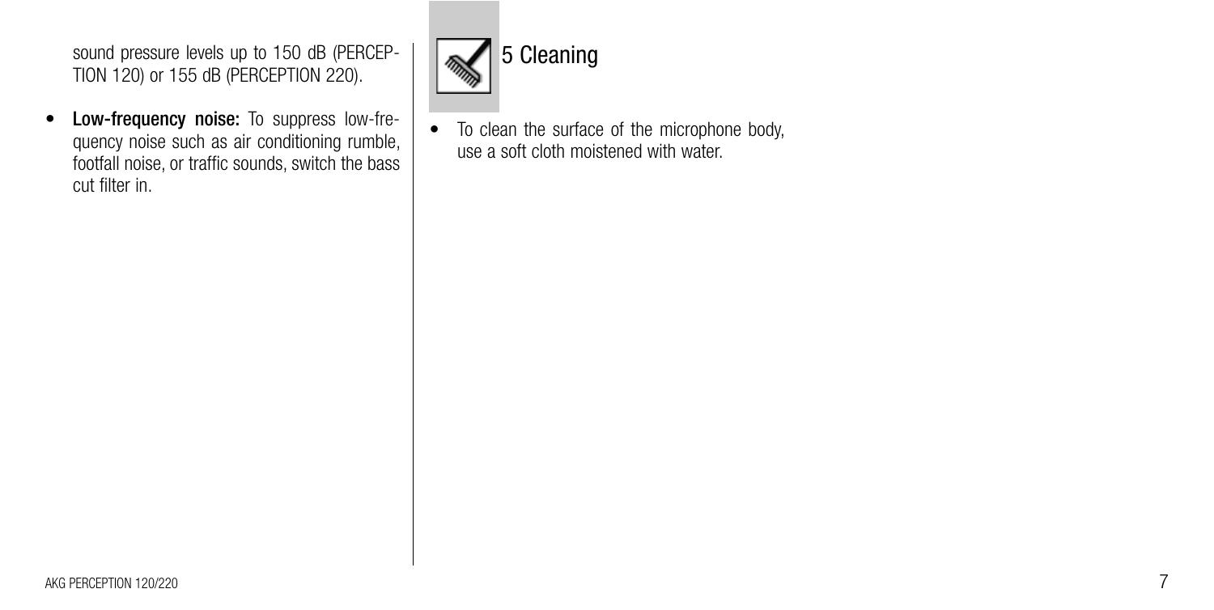sound pressure levels up to 150 dB (PERCEPTION 120) or 155 dB (PERCEPTION 220).

- **Low-frequency noise:** To suppress low-frequency noise such as air conditioning rumble, footfall noise, or traffic sounds, switch the bass cut filter in.

## 5 Cleaning

- To clean the surface of the microphone body, use a soft cloth moistened with water.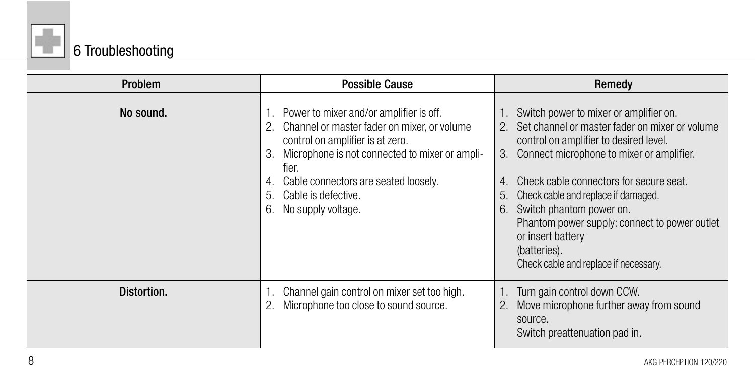# 6 Troubleshooting

| Problem | Possible Cause | Remedy |
|---|---|---|
| **No sound.** | 1. Power to mixer and/or amplifier is off.<br>2. Channel or master fader on mixer, or volume control on amplifier is at zero.<br>3. Microphone is not connected to mixer or amplifier.<br>4. Cable connectors are seated loosely.<br>5. Cable is defective.<br>6. No supply voltage. | 1. Switch power to mixer or amplifier on.<br>2. Set channel or master fader on mixer or volume control on amplifier to desired level.<br>3. Connect microphone to mixer or amplifier.<br>4. Check cable connectors for secure seat.<br>5. Check cable and replace if damaged.<br>6. Switch phantom power on.<br>Phantom power supply: connect to power outlet or insert battery (batteries).<br>Check cable and replace if necessary. |
| **Distortion.** | 1. Channel gain control on mixer set too high.<br>2. Microphone too close to sound source. | 1. Turn gain control down CCW.<br>2. Move microphone further away from sound source.<br>Switch preattenuation pad in. |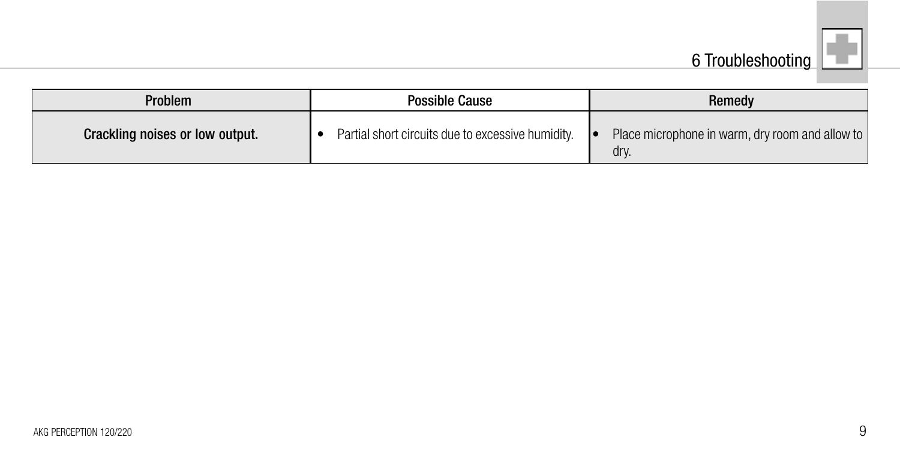# 6 Troubleshooting

| Problem | Possible Cause | Remedy |
|---|---|---|
| **Crackling noises or low output.** | • Partial short circuits due to excessive humidity. | • Place microphone in warm, dry room and allow to dry. |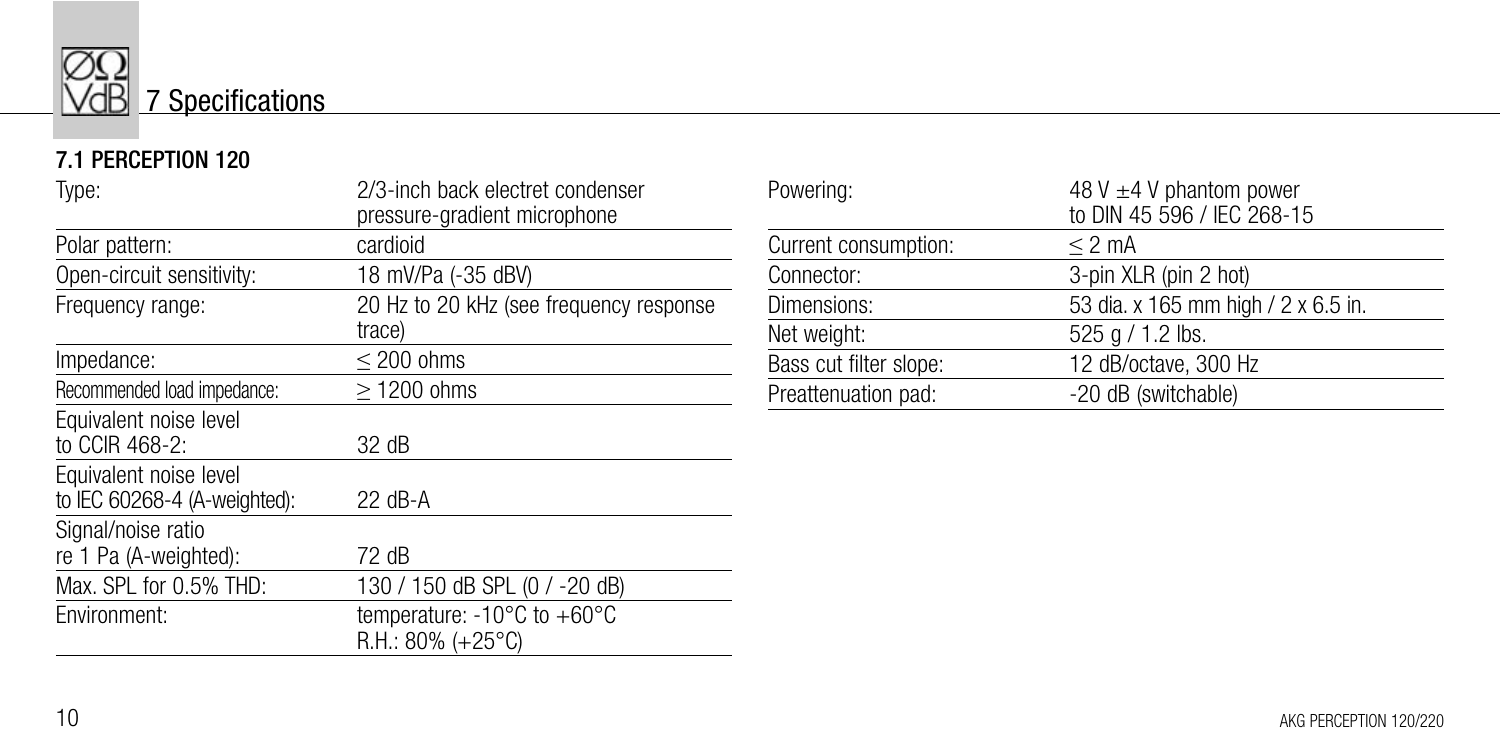# 7 Specifications

## 7.1 PERCEPTION 120

| | |
|---|---|
| Type: | 2/3-inch back electret condenser pressure-gradient microphone |
| Polar pattern: | cardioid |
| Open-circuit sensitivity: | 18 mV/Pa (-35 dBV) |
| Frequency range: | 20 Hz to 20 kHz (see frequency response trace) |
| Impedance: | ≤ 200 ohms |
| Recommended load impedance: | ≥ 1200 ohms |
| Equivalent noise level to CCIR 468-2: | 32 dB |
| Equivalent noise level to IEC 60268-4 (A-weighted): | 22 dB-A |
| Signal/noise ratio re 1 Pa (A-weighted): | 72 dB |
| Max. SPL for 0.5% THD: | 130 / 150 dB SPL (0 / -20 dB) |
| Environment: | temperature: -10°C to +60°C R.H.: 80% (+25°C) |
| Powering: | 48 V ±4 V phantom power to DIN 45 596 / IEC 268-15 |
| Current consumption: | ≤ 2 mA |
| Connector: | 3-pin XLR (pin 2 hot) |
| Dimensions: | 53 dia. x 165 mm high / 2 x 6.5 in. |
| Net weight: | 525 g / 1.2 lbs. |
| Bass cut filter slope: | 12 dB/octave, 300 Hz |
| Preattenuation pad: | -20 dB (switchable) |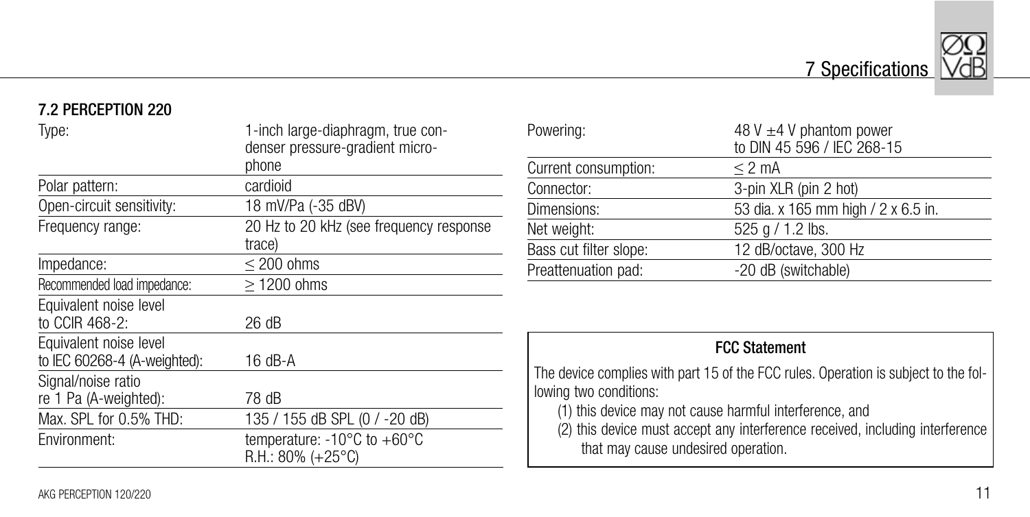## 7.2 PERCEPTION 220

| | |
|---|---|
| Type: | 1-inch large-diaphragm, true condenser pressure-gradient microphone |
| Polar pattern: | cardioid |
| Open-circuit sensitivity: | 18 mV/Pa (-35 dBV) |
| Frequency range: | 20 Hz to 20 kHz (see frequency response trace) |
| Impedance: | ≤ 200 ohms |
| Recommended load impedance: | ≥ 1200 ohms |
| Equivalent noise level to CCIR 468-2: | 26 dB |
| Equivalent noise level to IEC 60268-4 (A-weighted): | 16 dB-A |
| Signal/noise ratio re 1 Pa (A-weighted): | 78 dB |
| Max. SPL for 0.5% THD: | 135 / 155 dB SPL (0 / -20 dB) |
| Environment: | temperature: -10°C to +60°C<br>R.H.: 80% (+25°C) |
| Powering: | 48 V ±4 V phantom power to DIN 45 596 / IEC 268-15 |
| Current consumption: | ≤ 2 mA |
| Connector: | 3-pin XLR (pin 2 hot) |
| Dimensions: | 53 dia. x 165 mm high / 2 x 6.5 in. |
| Net weight: | 525 g / 1.2 lbs. |
| Bass cut filter slope: | 12 dB/octave, 300 Hz |
| Preattenuation pad: | -20 dB (switchable) |

**FCC Statement**

The device complies with part 15 of the FCC rules. Operation is subject to the following two conditions:

(1) this device may not cause harmful interference, and

(2) this device must accept any interference received, including interference that may cause undesired operation.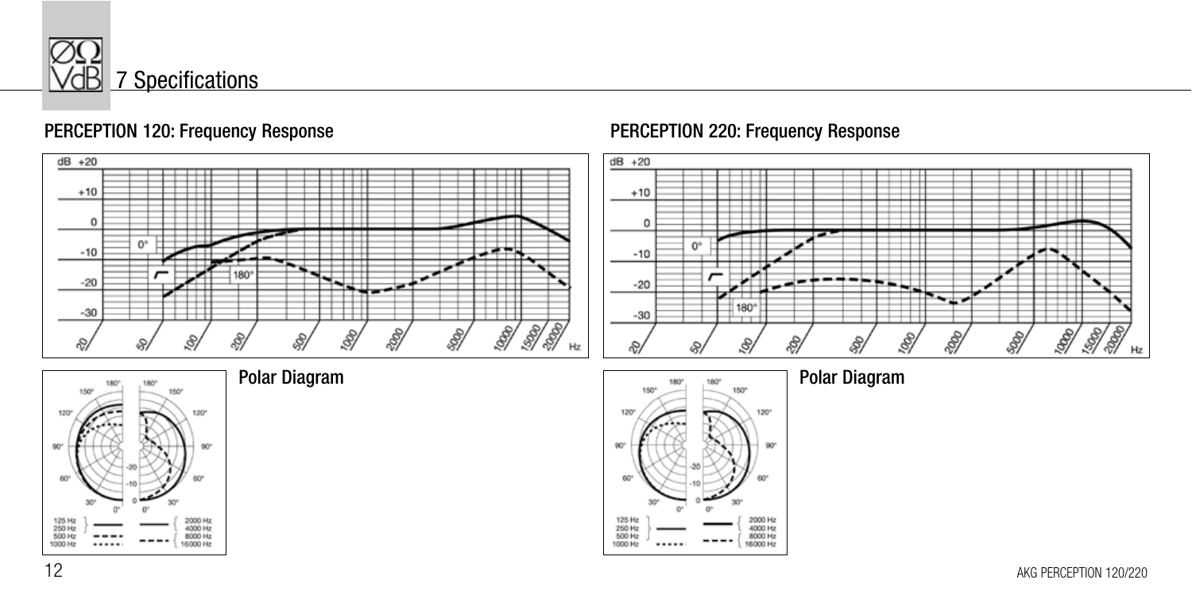# 7 Specifications

## PERCEPTION 120: Frequency Response

### Polar Diagram

## PERCEPTION 220: Frequency Response

### Polar Diagram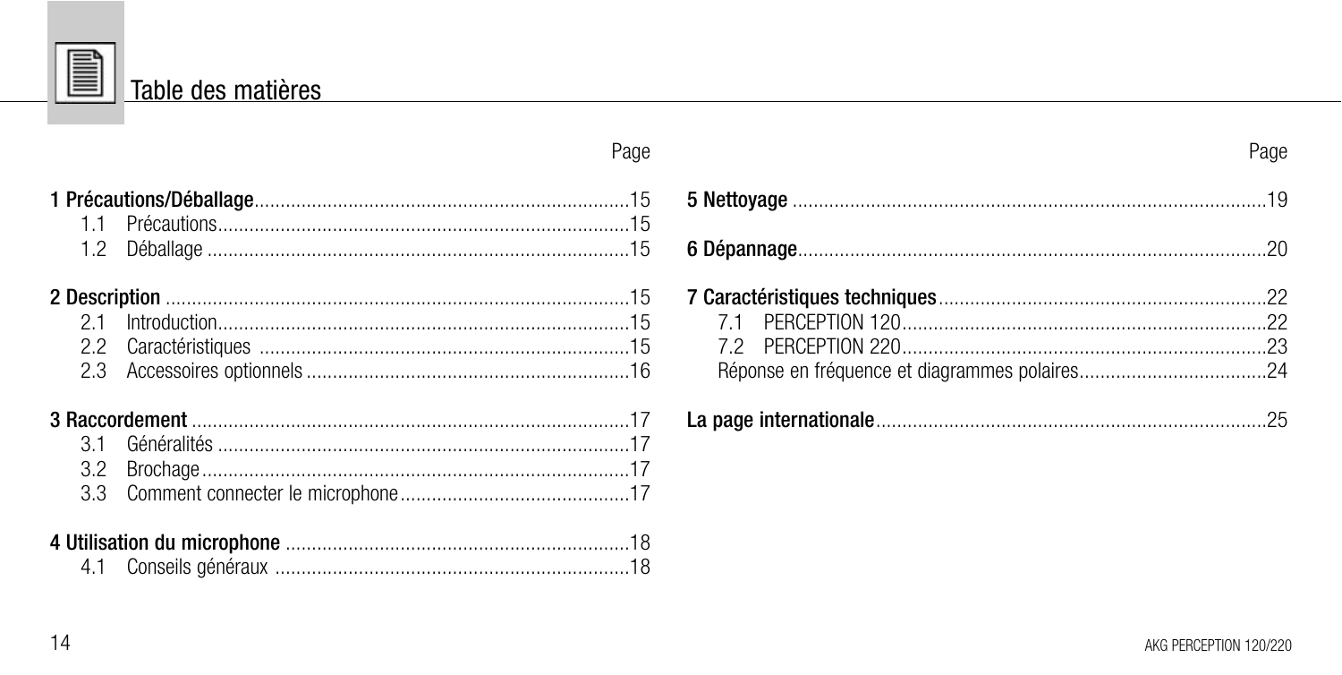# Table des matières

| | Page |
|---|---|
| **1 Précautions/Déballage** | 15 |
| 1.1 Précautions | 15 |
| 1.2 Déballage | 15 |
| **2 Description** | 15 |
| 2.1 Introduction | 15 |
| 2.2 Caractéristiques | 15 |
| 2.3 Accessoires optionnels | 16 |
| **3 Raccordement** | 17 |
| 3.1 Généralités | 17 |
| 3.2 Brochage | 17 |
| 3.3 Comment connecter le microphone | 17 |
| **4 Utilisation du microphone** | 18 |
| 4.1 Conseils généraux | 18 |
| **5 Nettoyage** | 19 |
| **6 Dépannage** | 20 |
| **7 Caractéristiques techniques** | 22 |
| 7.1 PERCEPTION 120 | 22 |
| 7.2 PERCEPTION 220 | 23 |
| Réponse en fréquence et diagrammes polaires | 24 |
| **La page internationale** | 25 |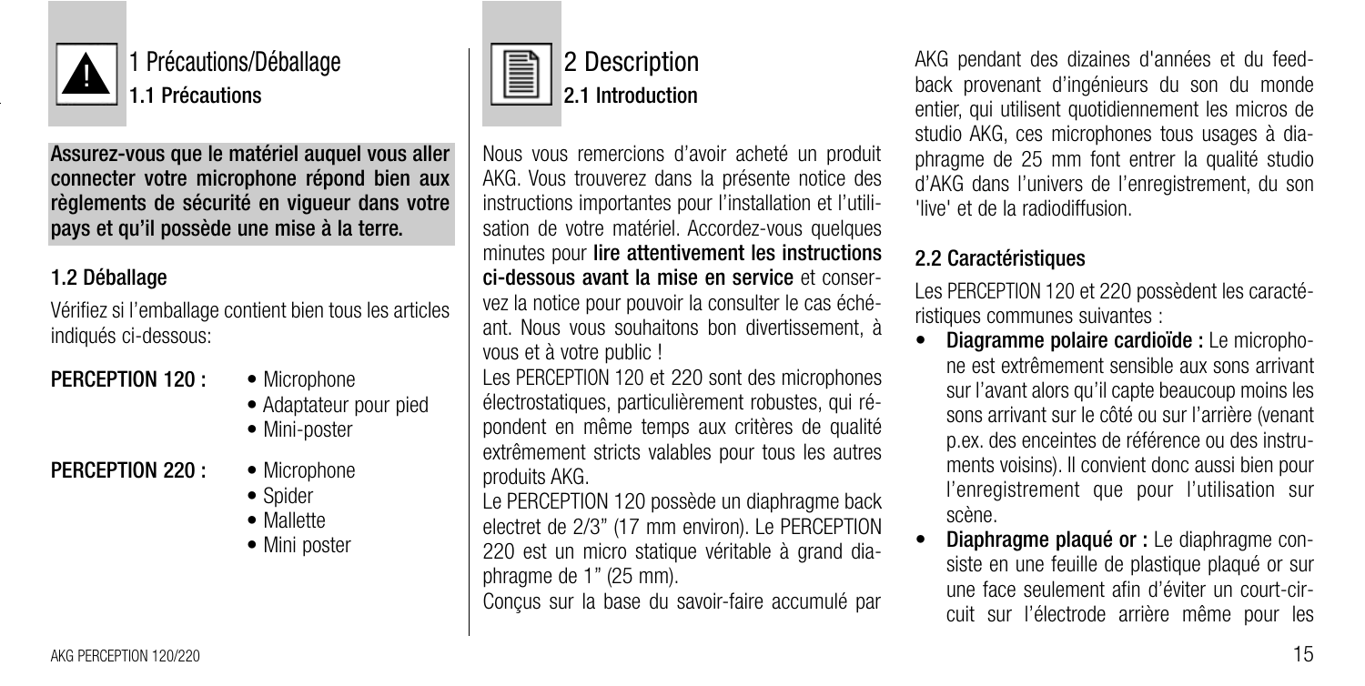# 1 Précautions/Déballage

## 1.1 Précautions

**Assurez-vous que le matériel auquel vous aller connecter votre microphone répond bien aux règlements de sécurité en vigueur dans votre pays et qu'il possède une mise à la terre.**

## 1.2 Déballage

Vérifiez si l'emballage contient bien tous les articles indiqués ci-dessous:

**PERCEPTION 120 :**
- Microphone
- Adaptateur pour pied
- Mini-poster

**PERCEPTION 220 :**
- Microphone
- Spider
- Mallette
- Mini poster

# 2 Description

## 2.1 Introduction

Nous vous remercions d'avoir acheté un produit AKG. Vous trouverez dans la présente notice des instructions importantes pour l'installation et l'utilisation de votre matériel. Accordez-vous quelques minutes pour **lire attentivement les instructions ci-dessous avant la mise en service** et conservez la notice pour pouvoir la consulter le cas échéant. Nous vous souhaitons bon divertissement, à vous et à votre public !

Les PERCEPTION 120 et 220 sont des microphones électrostatiques, particulièrement robustes, qui répondent en même temps aux critères de qualité extrêmement stricts valables pour tous les autres produits AKG.

Le PERCEPTION 120 possède un diaphragme back electret de 2/3" (17 mm environ). Le PERCEPTION 220 est un micro statique véritable à grand diaphragme de 1" (25 mm).

Conçus sur la base du savoir-faire accumulé par AKG pendant des dizaines d'années et du feedback provenant d'ingénieurs du son du monde entier, qui utilisent quotidiennement les micros de studio AKG, ces microphones tous usages à diaphragme de 25 mm font entrer la qualité studio d'AKG dans l'univers de l'enregistrement, du son 'live' et de la radiodiffusion.

## 2.2 Caractéristiques

Les PERCEPTION 120 et 220 possèdent les caractéristiques communes suivantes :

- **Diagramme polaire cardioïde :** Le microphone est extrêmement sensible aux sons arrivant sur l'avant alors qu'il capte beaucoup moins les sons arrivant sur le côté ou sur l'arrière (venant p.ex. des enceintes de référence ou des instruments voisins). Il convient donc aussi bien pour l'enregistrement que pour l'utilisation sur scène.
- **Diaphragme plaqué or :** Le diaphragme consiste en une feuille de plastique plaqué or sur une face seulement afin d'éviter un court-circuit sur l'électrode arrière même pour les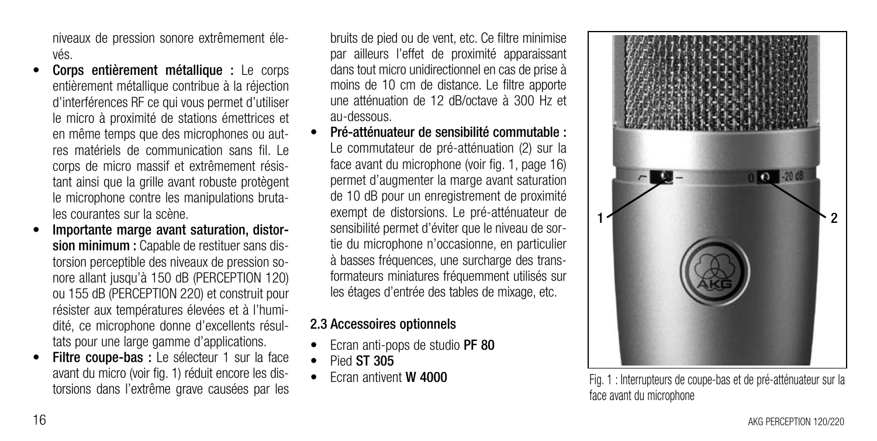niveaux de pression sonore extrêmement élevés.

- **Corps entièrement métallique :** Le corps entièrement métallique contribue à la réjection d'interférences RF ce qui vous permet d'utiliser le micro à proximité de stations émettrices et en même temps que des microphones ou autres matériels de communication sans fil. Le corps de micro massif et extrêmement résistant ainsi que la grille avant robuste protègent le microphone contre les manipulations brutales courantes sur la scène.
- **Importante marge avant saturation, distorsion minimum :** Capable de restituer sans distorsion perceptible des niveaux de pression sonore allant jusqu'à 150 dB (PERCEPTION 120) ou 155 dB (PERCEPTION 220) et construit pour résister aux températures élevées et à l'humidité, ce microphone donne d'excellents résultats pour une large gamme d'applications.
- **Filtre coupe-bas :** Le sélecteur 1 sur la face avant du micro (voir fig. 1) réduit encore les distorsions dans l'extrême grave causées par les bruits de pied ou de vent, etc. Ce filtre minimise par ailleurs l'effet de proximité apparaissant dans tout micro unidirectionnel en cas de prise à moins de 10 cm de distance. Le filtre apporte une atténuation de 12 dB/octave à 300 Hz et au-dessous.
- **Pré-atténuateur de sensibilité commutable :** Le commutateur de pré-atténuation (2) sur la face avant du microphone (voir fig. 1, page 16) permet d'augmenter la marge avant saturation de 10 dB pour un enregistrement de proximité exempt de distorsions. Le pré-atténuateur de sensibilité permet d'éviter que le niveau de sortie du microphone n'occasionne, en particulier à basses fréquences, une surcharge des transformateurs miniatures fréquemment utilisés sur les étages d'entrée des tables de mixage, etc.

## 2.3 Accessoires optionnels

- Ecran anti-pops de studio **PF 80**
- Pied **ST 305**
- Ecran antivent **W 4000**

Fig. 1 : Interrupteurs de coupe-bas et de pré-atténuateur sur la face avant du microphone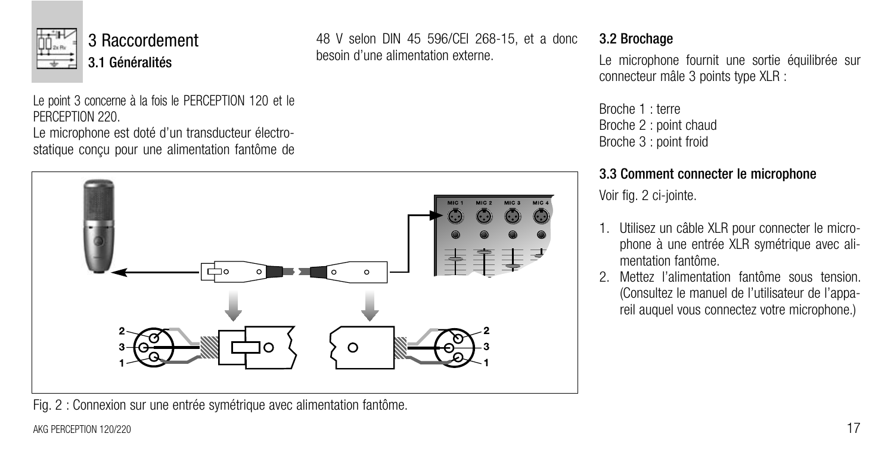# 3 Raccordement

## 3.1 Généralités

Le point 3 concerne à la fois le PERCEPTION 120 et le PERCEPTION 220.

Le microphone est doté d'un transducteur électrostatique conçu pour une alimentation fantôme de 48 V selon DIN 45 596/CEI 268-15, et a donc besoin d'une alimentation externe.

Fig. 2 : Connexion sur une entrée symétrique avec alimentation fantôme.

## 3.2 Brochage

Le microphone fournit une sortie équilibrée sur connecteur mâle 3 points type XLR :

Broche 1 : terre
Broche 2 : point chaud
Broche 3 : point froid

## 3.3 Comment connecter le microphone

Voir fig. 2 ci-jointe.

1. Utilisez un câble XLR pour connecter le microphone à une entrée XLR symétrique avec alimentation fantôme.
2. Mettez l'alimentation fantôme sous tension. (Consultez le manuel de l'utilisateur de l'appareil auquel vous connectez votre microphone.)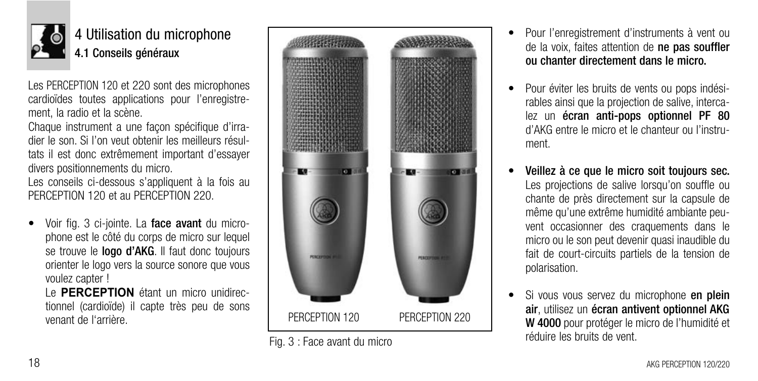# 4 Utilisation du microphone

## 4.1 Conseils généraux

Les PERCEPTION 120 et 220 sont des microphones cardioïdes toutes applications pour l'enregistrement, la radio et la scène.

Chaque instrument a une façon spécifique d'irradier le son. Si l'on veut obtenir les meilleurs résultats il est donc extrêmement important d'essayer divers positionnements du micro.

Les conseils ci-dessous s'appliquent à la fois au PERCEPTION 120 et au PERCEPTION 220.

- Voir fig. 3 ci-jointe. La **face avant** du microphone est le côté du corps de micro sur lequel se trouve le **logo d'AKG**. Il faut donc toujours orienter le logo vers la source sonore que vous voulez capter !

  Le **PERCEPTION** étant un micro unidirectionnel (cardioïde) il capte très peu de sons venant de l'arrière.

PERCEPTION 120 PERCEPTION 220

Fig. 3 : Face avant du micro

- Pour l'enregistrement d'instruments à vent ou de la voix, faites attention de **ne pas souffler ou chanter directement dans le micro.**

- Pour éviter les bruits de vents ou pops indésirables ainsi que la projection de salive, intercalez un **écran anti-pops optionnel PF 80** d'AKG entre le micro et le chanteur ou l'instrument.

- **Veillez à ce que le micro soit toujours sec.** Les projections de salive lorsqu'on souffle ou chante de près directement sur la capsule de même qu'une extrême humidité ambiante peuvent occasionner des craquements dans le micro ou le son peut devenir quasi inaudible du fait de court-circuits partiels de la tension de polarisation.

- Si vous vous servez du microphone **en plein air**, utilisez un **écran antivent optionnel AKG W 4000** pour protéger le micro de l'humidité et réduire les bruits de vent.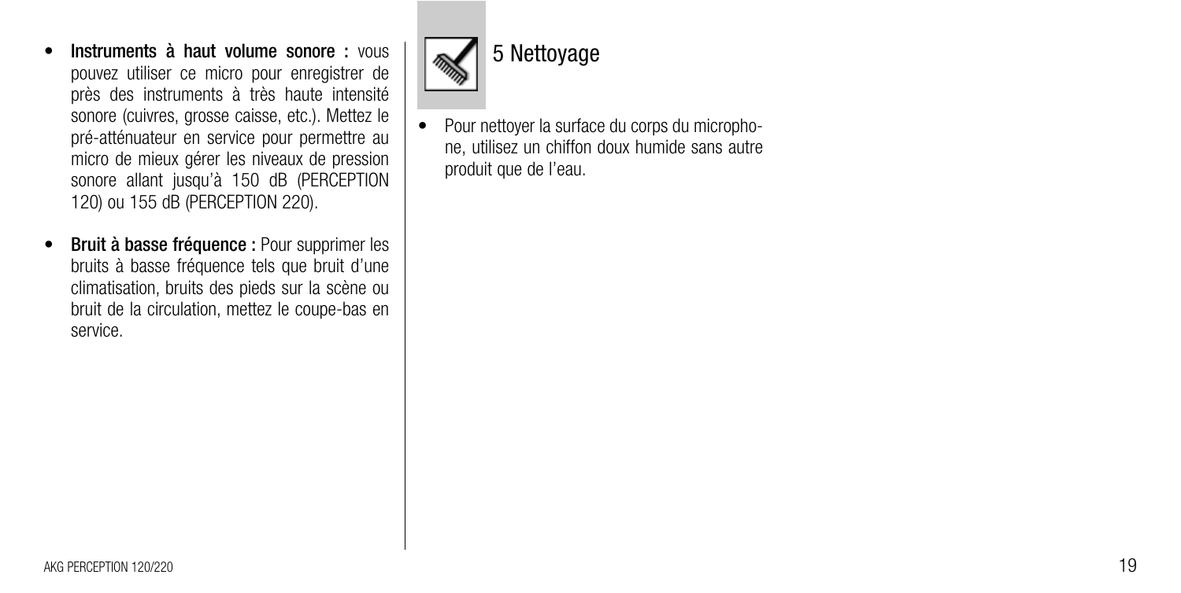- **Instruments à haut volume sonore :** vous pouvez utiliser ce micro pour enregistrer de près des instruments à très haute intensité sonore (cuivres, grosse caisse, etc.). Mettez le pré-atténuateur en service pour permettre au micro de mieux gérer les niveaux de pression sonore allant jusqu'à 150 dB (PERCEPTION 120) ou 155 dB (PERCEPTION 220).

- **Bruit à basse fréquence :** Pour supprimer les bruits à basse fréquence tels que bruit d'une climatisation, bruits des pieds sur la scène ou bruit de la circulation, mettez le coupe-bas en service.

# 5 Nettoyage

- Pour nettoyer la surface du corps du microphone, utilisez un chiffon doux humide sans autre produit que de l'eau.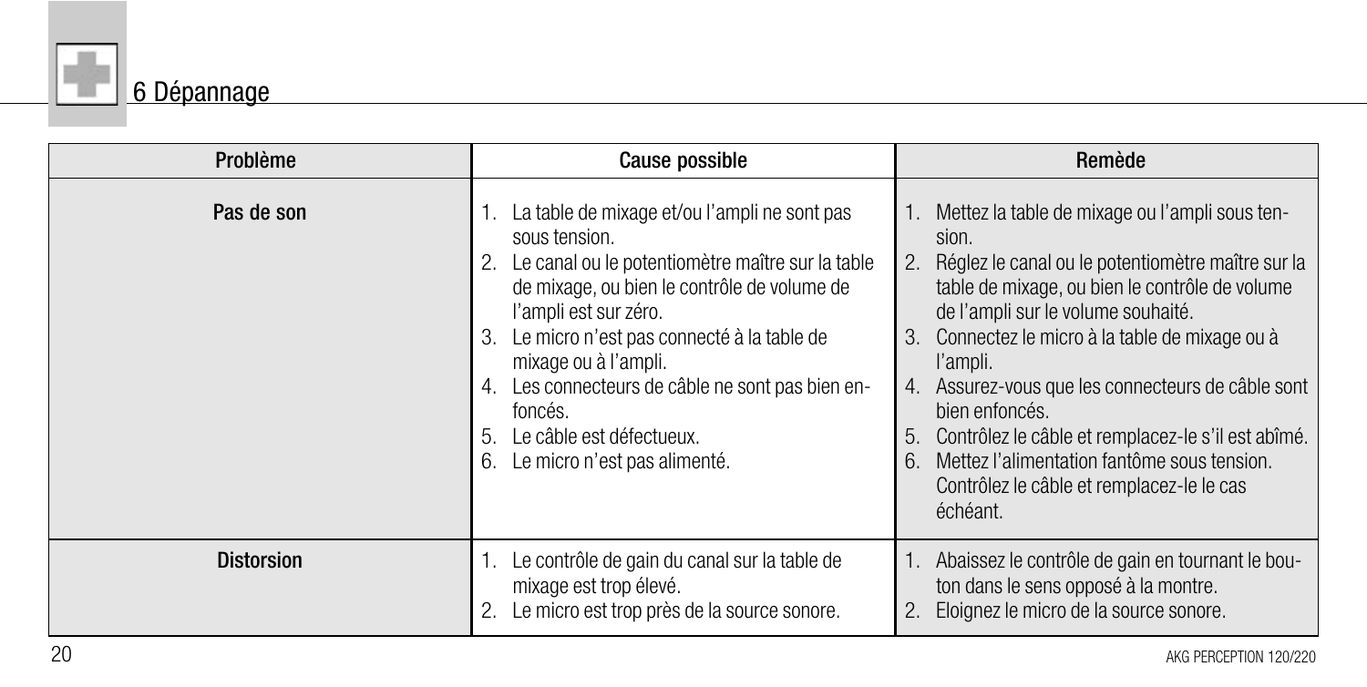# 6 Dépannage

| Problème | Cause possible | Remède |
|---|---|---|
| **Pas de son** | 1. La table de mixage et/ou l'ampli ne sont pas sous tension.<br>2. Le canal ou le potentiomètre maître sur la table de mixage, ou bien le contrôle de volume de l'ampli est sur zéro.<br>3. Le micro n'est pas connecté à la table de mixage ou à l'ampli.<br>4. Les connecteurs de câble ne sont pas bien enfoncés.<br>5. Le câble est défectueux.<br>6. Le micro n'est pas alimenté. | 1. Mettez la table de mixage ou l'ampli sous tension.<br>2. Réglez le canal ou le potentiomètre maître sur la table de mixage, ou bien le contrôle de volume de l'ampli sur le volume souhaité.<br>3. Connectez le micro à la table de mixage ou à l'ampli.<br>4. Assurez-vous que les connecteurs de câble sont bien enfoncés.<br>5. Contrôlez le câble et remplacez-le s'il est abîmé.<br>6. Mettez l'alimentation fantôme sous tension. Contrôlez le câble et remplacez-le le cas échéant. |
| **Distorsion** | 1. Le contrôle de gain du canal sur la table de mixage est trop élevé.<br>2. Le micro est trop près de la source sonore. | 1. Abaissez le contrôle de gain en tournant le bouton dans le sens opposé à la montre.<br>2. Eloignez le micro de la source sonore. |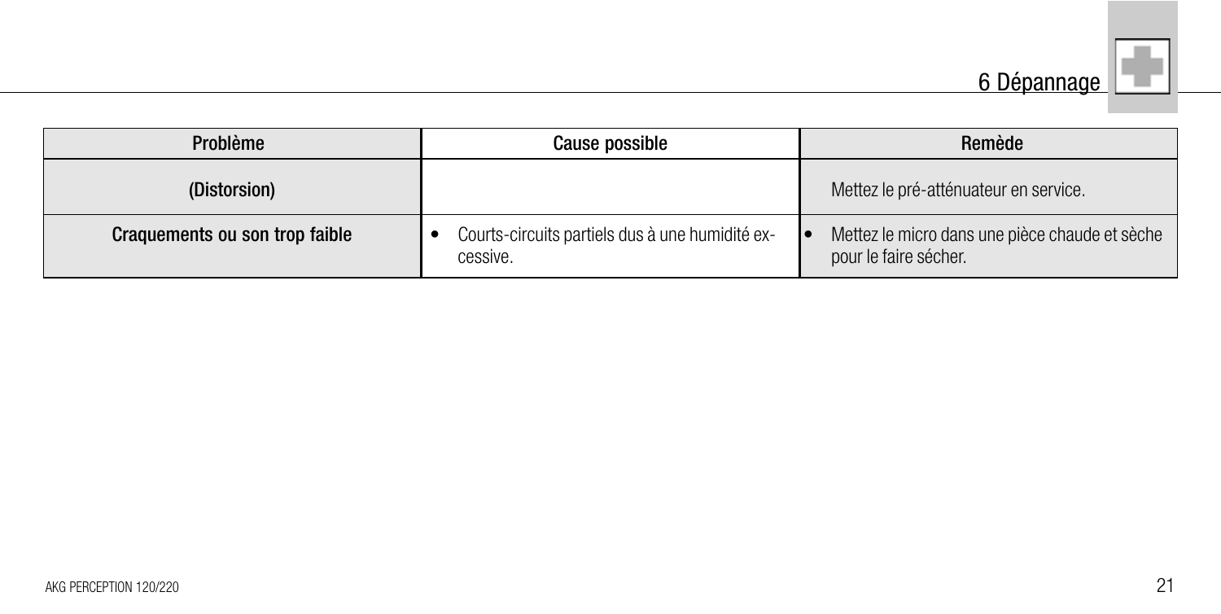## 6 Dépannage

| Problème | Cause possible | Remède |
|---|---|---|
| (Distorsion) | | Mettez le pré-atténuateur en service. |
| Craquements ou son trop faible | • Courts-circuits partiels dus à une humidité excessive. | • Mettez le micro dans une pièce chaude et sèche pour le faire sécher. |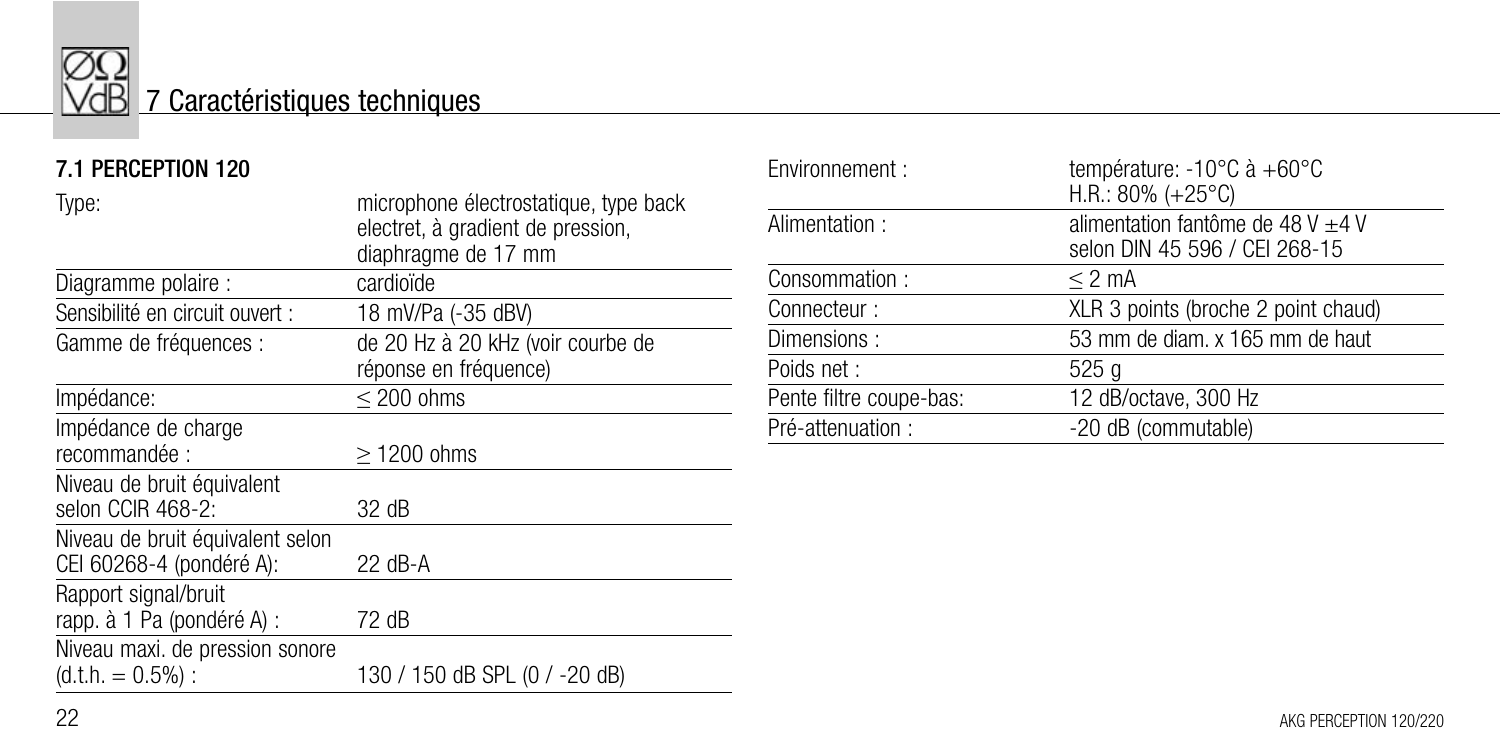# 7 Caractéristiques techniques

## 7.1 PERCEPTION 120

| | |
|---|---|
| Type: | microphone électrostatique, type back electret, à gradient de pression, diaphragme de 17 mm |
| Diagramme polaire : | cardioïde |
| Sensibilité en circuit ouvert : | 18 mV/Pa (-35 dBV) |
| Gamme de fréquences : | de 20 Hz à 20 kHz (voir courbe de réponse en fréquence) |
| Impédance: | ≤ 200 ohms |
| Impédance de charge recommandée : | ≥ 1200 ohms |
| Niveau de bruit équivalent selon CCIR 468-2: | 32 dB |
| Niveau de bruit équivalent selon CEI 60268-4 (pondéré A): | 22 dB-A |
| Rapport signal/bruit rapp. à 1 Pa (pondéré A) : | 72 dB |
| Niveau maxi. de pression sonore (d.t.h. = 0.5%) : | 130 / 150 dB SPL (0 / -20 dB) |
| Environnement : | température: -10°C à +60°C H.R.: 80% (+25°C) |
| Alimentation : | alimentation fantôme de 48 V ±4 V selon DIN 45 596 / CEI 268-15 |
| Consommation : | ≤ 2 mA |
| Connecteur : | XLR 3 points (broche 2 point chaud) |
| Dimensions : | 53 mm de diam. x 165 mm de haut |
| Poids net : | 525 g |
| Pente filtre coupe-bas: | 12 dB/octave, 300 Hz |
| Pré-attenuation : | -20 dB (commutable) |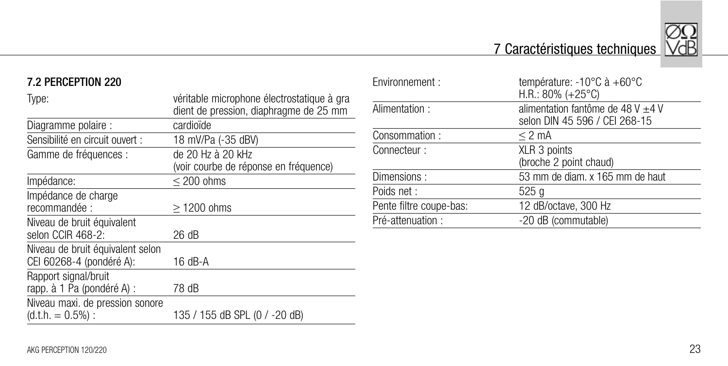## 7.2 PERCEPTION 220

| | |
|---|---|
| Type: | véritable microphone électrostatique à gra dient de pression, diaphragme de 25 mm |
| Diagramme polaire : | cardioïde |
| Sensibilité en circuit ouvert : | 18 mV/Pa (-35 dBV) |
| Gamme de fréquences : | de 20 Hz à 20 kHz (voir courbe de réponse en fréquence) |
| Impédance: | ≤ 200 ohms |
| Impédance de charge recommandée : | ≥ 1200 ohms |
| Niveau de bruit équivalent selon CCIR 468-2: | 26 dB |
| Niveau de bruit équivalent selon CEI 60268-4 (pondéré A): | 16 dB-A |
| Rapport signal/bruit rapp. à 1 Pa (pondéré A) : | 78 dB |
| Niveau maxi. de pression sonore (d.t.h. = 0.5%) : | 135 / 155 dB SPL (0 / -20 dB) |
| Environnement : | température: -10°C à +60°C H.R.: 80% (+25°C) |
| Alimentation : | alimentation fantôme de 48 V ±4 V selon DIN 45 596 / CEI 268-15 |
| Consommation : | ≤ 2 mA |
| Connecteur : | XLR 3 points (broche 2 point chaud) |
| Dimensions : | 53 mm de diam. x 165 mm de haut |
| Poids net : | 525 g |
| Pente filtre coupe-bas: | 12 dB/octave, 300 Hz |
| Pré-attenuation : | -20 dB (commutable) |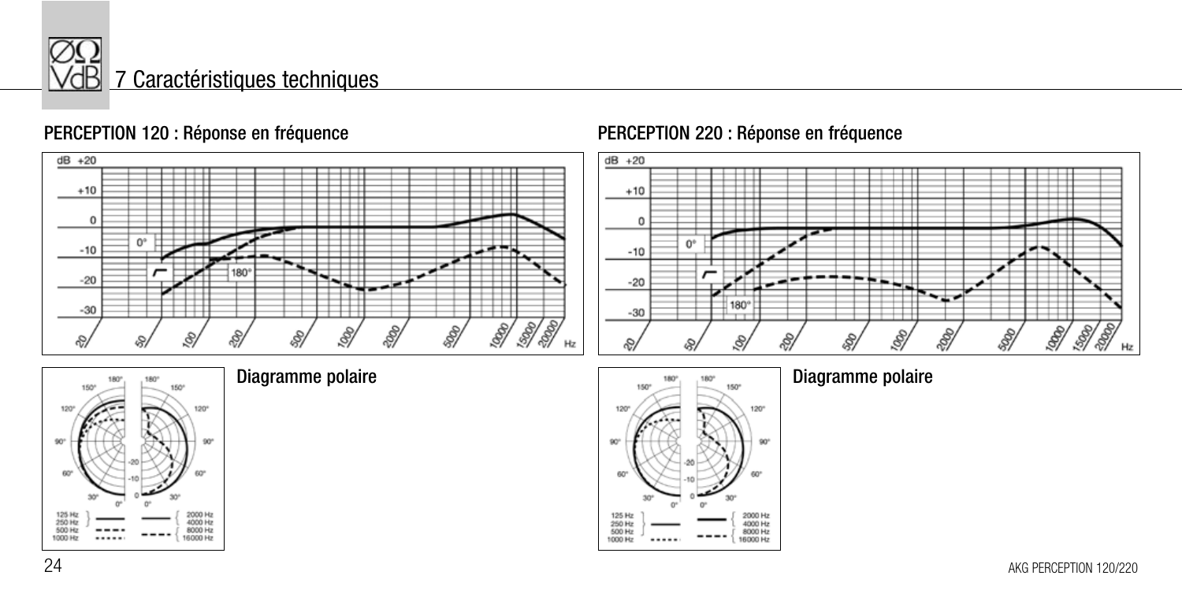# 7 Caractéristiques techniques

## PERCEPTION 120 : Réponse en fréquence

### Diagramme polaire

## PERCEPTION 220 : Réponse en fréquence

### Diagramme polaire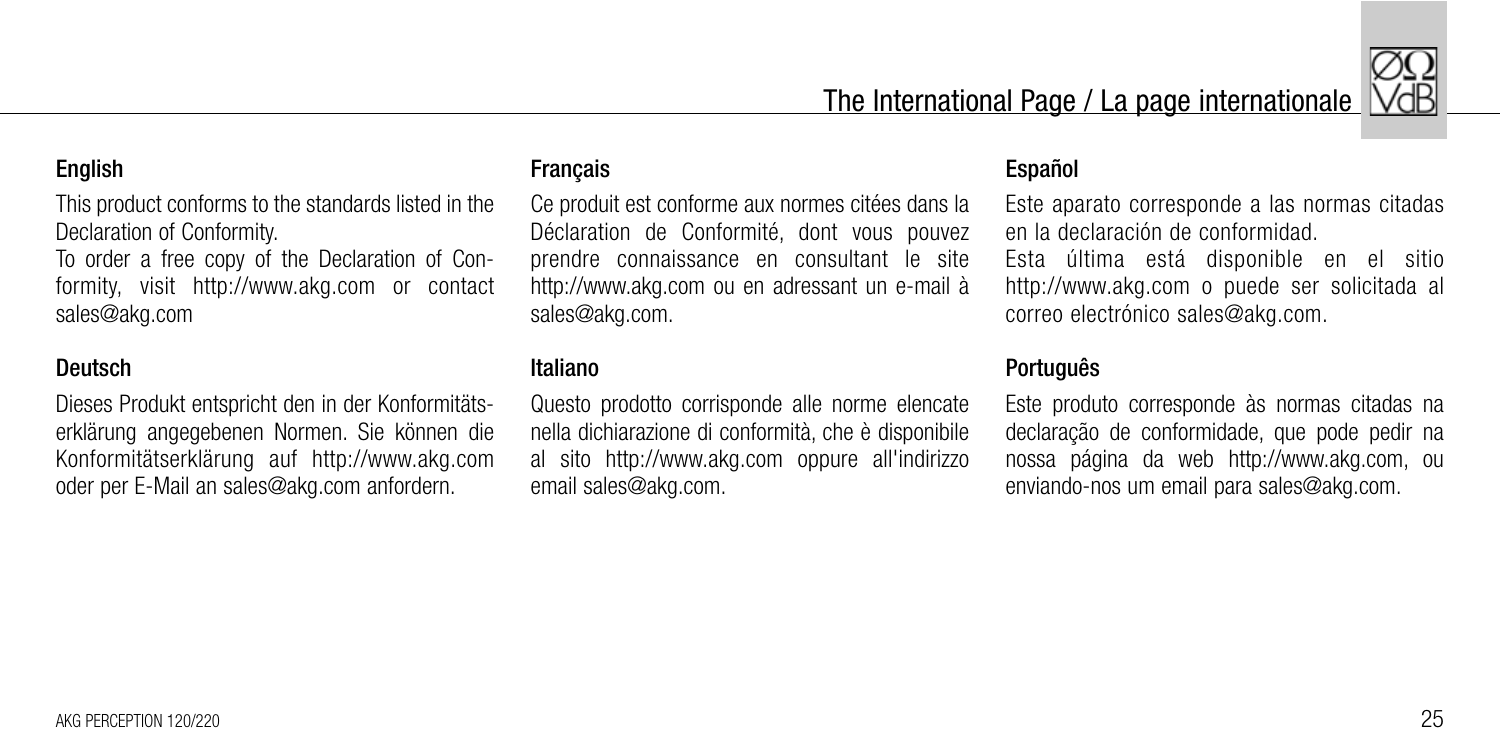# The International Page / La page internationale

## English

This product conforms to the standards listed in the Declaration of Conformity.
To order a free copy of the Declaration of Conformity, visit http://www.akg.com or contact sales@akg.com

## Deutsch

Dieses Produkt entspricht den in der Konformitätserklärung angegebenen Normen. Sie können die Konformitätserklärung auf http://www.akg.com oder per E-Mail an sales@akg.com anfordern.

## Français

Ce produit est conforme aux normes citées dans la Déclaration de Conformité, dont vous pouvez prendre connaissance en consultant le site http://www.akg.com ou en adressant un e-mail à sales@akg.com.

## Italiano

Questo prodotto corrisponde alle norme elencate nella dichiarazione di conformità, che è disponibile al sito http://www.akg.com oppure all'indirizzo email sales@akg.com.

## Español

Este aparato corresponde a las normas citadas en la declaración de conformidad.
Esta última está disponible en el sitio http://www.akg.com o puede ser solicitada al correo electrónico sales@akg.com.

## Português

Este produto corresponde às normas citadas na declaração de conformidade, que pode pedir na nossa página da web http://www.akg.com, ou enviando-nos um email para sales@akg.com.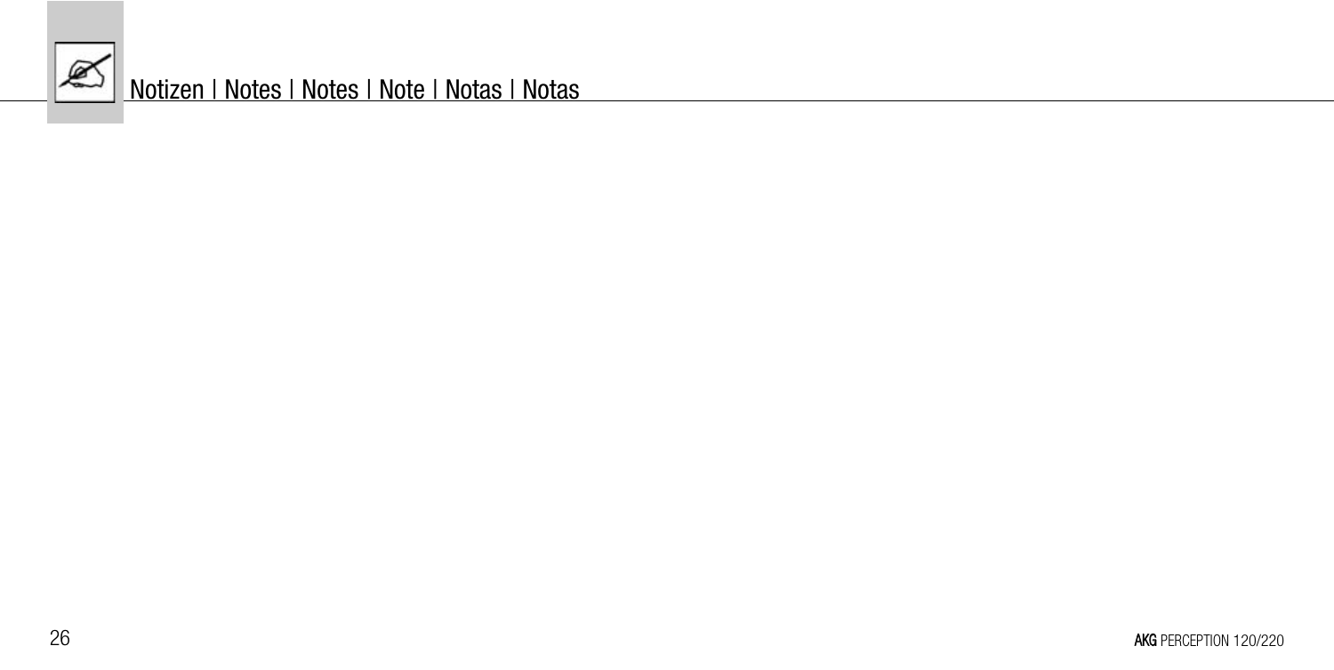## Notizen | Notes | Notes | Note | Notas | Notas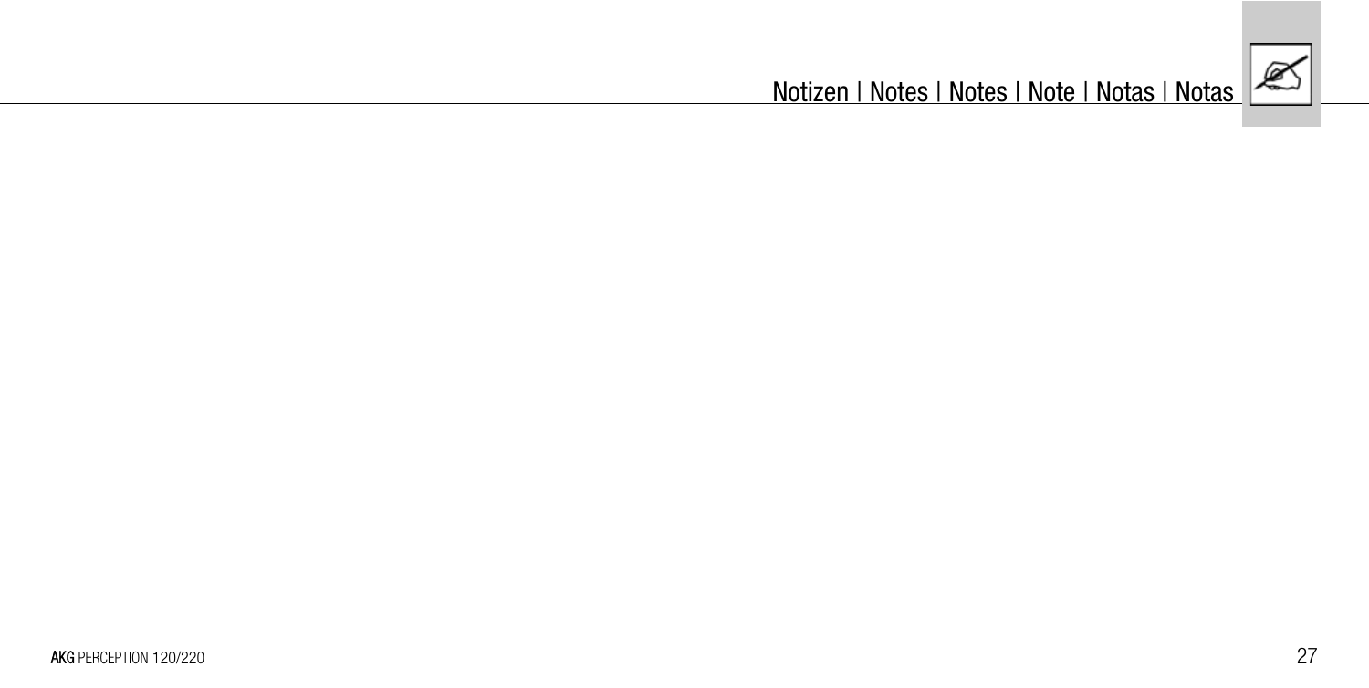# Notizen | Notes | Notes | Note | Notas | Notas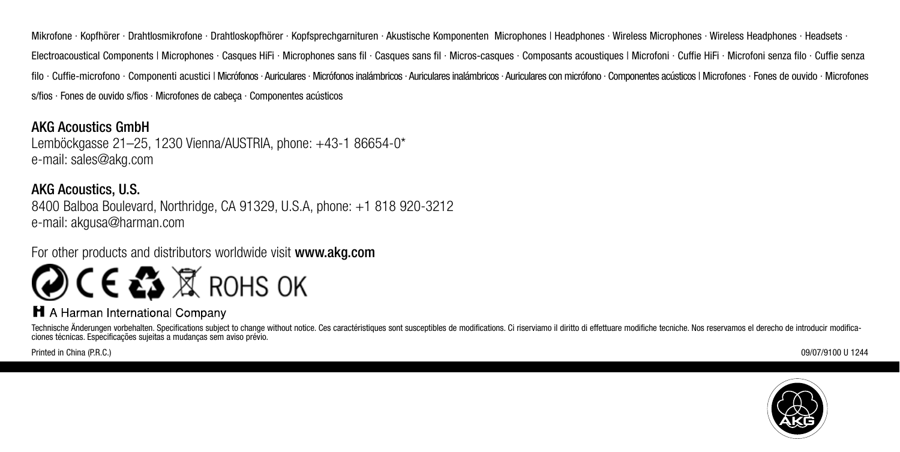Mikrofone · Kopfhörer · Drahtlosmikrofone · Drahtloskopfhörer · Kopfsprechgarnituren · Akustische Komponenten Microphones | Headphones · Wireless Microphones · Wireless Headphones · Headsets · Electroacoustical Components | Microphones · Casques HiFi · Microphones sans fil · Casques sans fil · Micros-casques · Composants acoustiques | Microfoni · Cuffie HiFi · Microfoni senza filo · Cuffie senza filo · Cuffie-microfono · Componenti acustici | Micrófonos · Auriculares · Micrófonos inalámbricos · Auriculares inalámbricos · Auriculares con micrófono · Componentes acústicos | Microfones · Fones de ouvido · Microfones s/fios · Fones de ouvido s/fios · Microfones de cabeça · Componentes acústicos

**AKG Acoustics GmbH**
Lemböckgasse 21–25, 1230 Vienna/AUSTRIA, phone: +43-1 86654-0*
e-mail: sales@akg.com

**AKG Acoustics, U.S.**
8400 Balboa Boulevard, Northridge, CA 91329, U.S.A, phone: +1 818 920-3212
e-mail: akgusa@harman.com

For other products and distributors worldwide visit **www.akg.com**

ROHS OK

A Harman International Company

Technische Änderungen vorbehalten. Specifications subject to change without notice. Ces caractéristiques sont susceptibles de modifications. Ci riserviamo il diritto di effettuare modifiche tecniche. Nos reservamos el derecho de introducir modificaciones técnicas. Especificações sujeitas a mudanças sem aviso prévio.

Printed in China (P.R.C.) 09/07/9100 U 1244